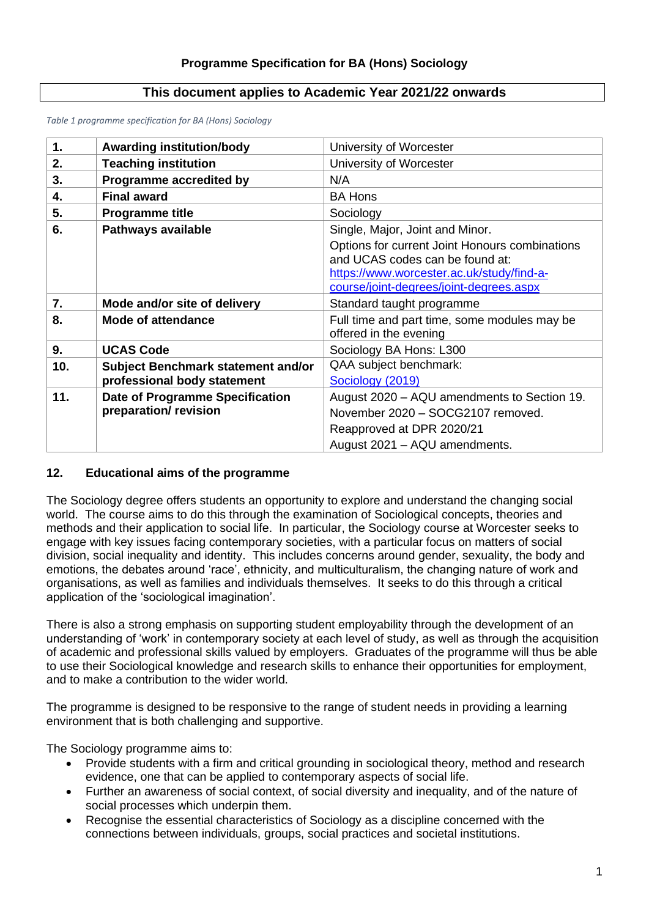# Programme Specification for BA (Hons) Sociology

## This document applies to Academic Year 2021/22 onwards

*Table 1 programme specification for BA (Hons) Sociology*

| | | |
|---|---|---|
| **1.** | **Awarding institution/body** | University of Worcester |
| **2.** | **Teaching institution** | University of Worcester |
| **3.** | **Programme accredited by** | N/A |
| **4.** | **Final award** | BA Hons |
| **5.** | **Programme title** | Sociology |
| **6.** | **Pathways available** | Single, Major, Joint and Minor. Options for current Joint Honours combinations and UCAS codes can be found at: [https://www.worcester.ac.uk/study/find-a-course/joint-degrees/joint-degrees.aspx](https://www.worcester.ac.uk/study/find-a-course/joint-degrees/joint-degrees.aspx) |
| **7.** | **Mode and/or site of delivery** | Standard taught programme |
| **8.** | **Mode of attendance** | Full time and part time, some modules may be offered in the evening |
| **9.** | **UCAS Code** | Sociology BA Hons: L300 |
| **10.** | **Subject Benchmark statement and/or professional body statement** | QAA subject benchmark: Sociology (2019) |
| **11.** | **Date of Programme Specification preparation/ revision** | August 2020 – AQU amendments to Section 19. November 2020 – SOCG2107 removed. Reapproved at DPR 2020/21 August 2021 – AQU amendments. |

## 12. Educational aims of the programme

The Sociology degree offers students an opportunity to explore and understand the changing social world. The course aims to do this through the examination of Sociological concepts, theories and methods and their application to social life. In particular, the Sociology course at Worcester seeks to engage with key issues facing contemporary societies, with a particular focus on matters of social division, social inequality and identity. This includes concerns around gender, sexuality, the body and emotions, the debates around 'race', ethnicity, and multiculturalism, the changing nature of work and organisations, as well as families and individuals themselves. It seeks to do this through a critical application of the 'sociological imagination'.

There is also a strong emphasis on supporting student employability through the development of an understanding of 'work' in contemporary society at each level of study, as well as through the acquisition of academic and professional skills valued by employers. Graduates of the programme will thus be able to use their Sociological knowledge and research skills to enhance their opportunities for employment, and to make a contribution to the wider world.

The programme is designed to be responsive to the range of student needs in providing a learning environment that is both challenging and supportive.

The Sociology programme aims to:

- Provide students with a firm and critical grounding in sociological theory, method and research evidence, one that can be applied to contemporary aspects of social life.
- Further an awareness of social context, of social diversity and inequality, and of the nature of social processes which underpin them.
- Recognise the essential characteristics of Sociology as a discipline concerned with the connections between individuals, groups, social practices and societal institutions.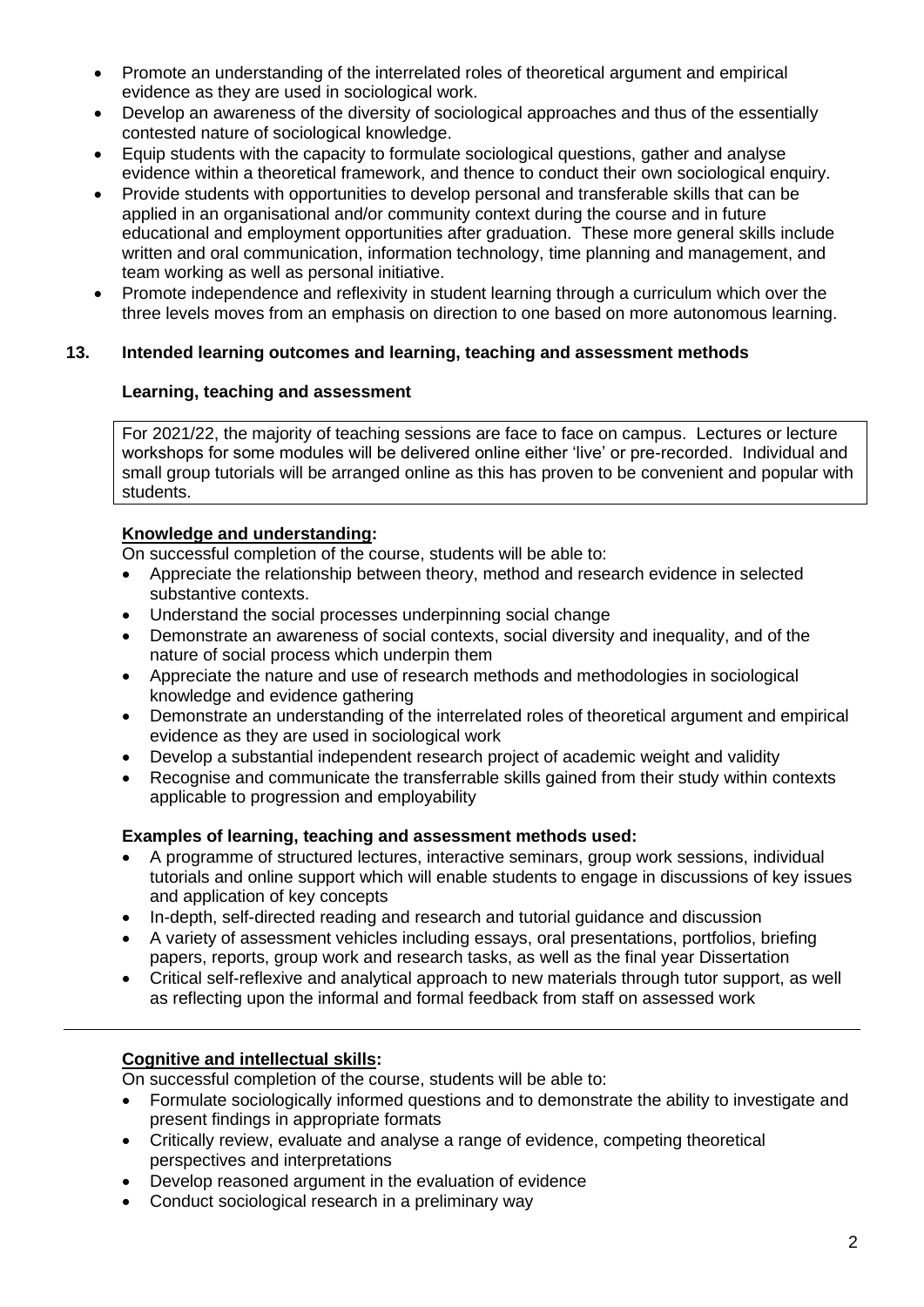- Promote an understanding of the interrelated roles of theoretical argument and empirical evidence as they are used in sociological work.
- Develop an awareness of the diversity of sociological approaches and thus of the essentially contested nature of sociological knowledge.
- Equip students with the capacity to formulate sociological questions, gather and analyse evidence within a theoretical framework, and thence to conduct their own sociological enquiry.
- Provide students with opportunities to develop personal and transferable skills that can be applied in an organisational and/or community context during the course and in future educational and employment opportunities after graduation. These more general skills include written and oral communication, information technology, time planning and management, and team working as well as personal initiative.
- Promote independence and reflexivity in student learning through a curriculum which over the three levels moves from an emphasis on direction to one based on more autonomous learning.

## 13. Intended learning outcomes and learning, teaching and assessment methods

### Learning, teaching and assessment

For 2021/22, the majority of teaching sessions are face to face on campus. Lectures or lecture workshops for some modules will be delivered online either 'live' or pre-recorded. Individual and small group tutorials will be arranged online as this has proven to be convenient and popular with students.

**Knowledge and understanding:**

On successful completion of the course, students will be able to:

- Appreciate the relationship between theory, method and research evidence in selected substantive contexts.
- Understand the social processes underpinning social change
- Demonstrate an awareness of social contexts, social diversity and inequality, and of the nature of social process which underpin them
- Appreciate the nature and use of research methods and methodologies in sociological knowledge and evidence gathering
- Demonstrate an understanding of the interrelated roles of theoretical argument and empirical evidence as they are used in sociological work
- Develop a substantial independent research project of academic weight and validity
- Recognise and communicate the transferrable skills gained from their study within contexts applicable to progression and employability

**Examples of learning, teaching and assessment methods used:**

- A programme of structured lectures, interactive seminars, group work sessions, individual tutorials and online support which will enable students to engage in discussions of key issues and application of key concepts
- In-depth, self-directed reading and research and tutorial guidance and discussion
- A variety of assessment vehicles including essays, oral presentations, portfolios, briefing papers, reports, group work and research tasks, as well as the final year Dissertation
- Critical self-reflexive and analytical approach to new materials through tutor support, as well as reflecting upon the informal and formal feedback from staff on assessed work

---

**Cognitive and intellectual skills:**

On successful completion of the course, students will be able to:

- Formulate sociologically informed questions and to demonstrate the ability to investigate and present findings in appropriate formats
- Critically review, evaluate and analyse a range of evidence, competing theoretical perspectives and interpretations
- Develop reasoned argument in the evaluation of evidence
- Conduct sociological research in a preliminary way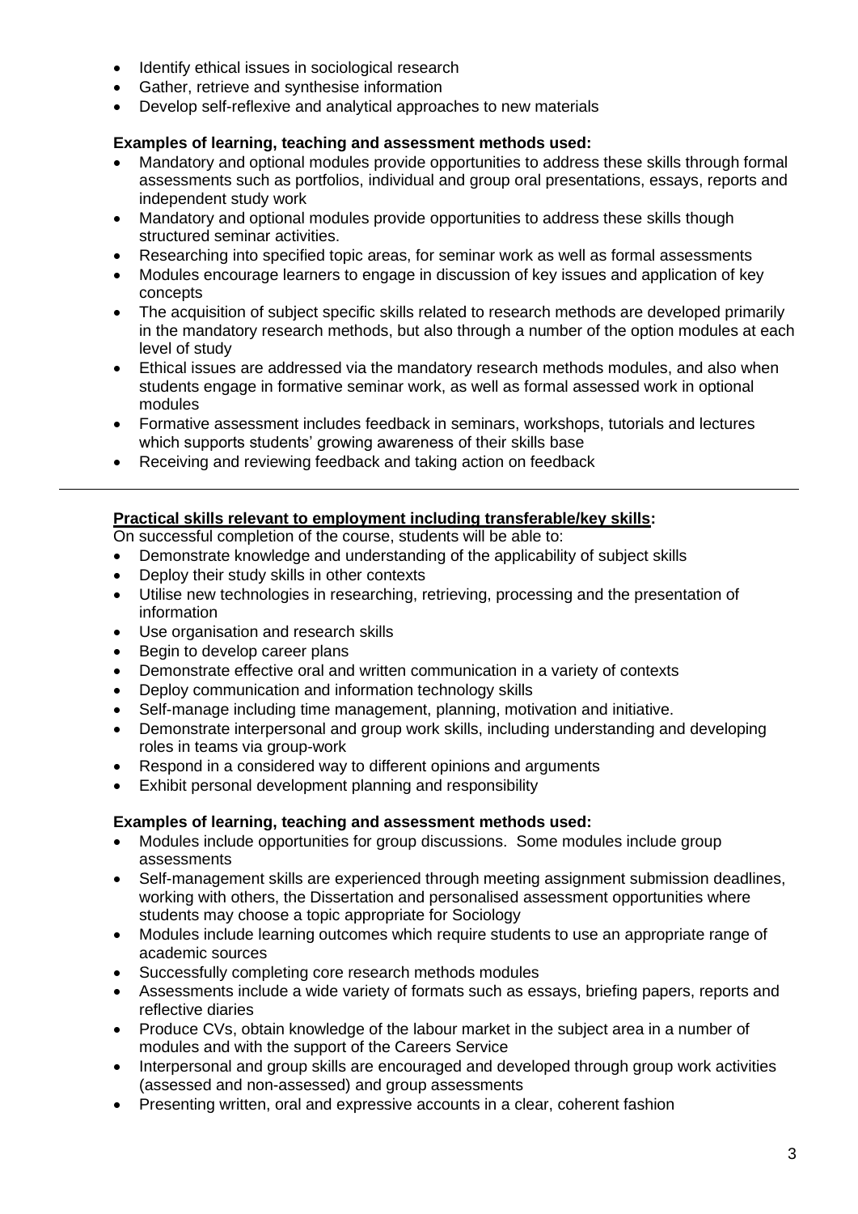- Identify ethical issues in sociological research
- Gather, retrieve and synthesise information
- Develop self-reflexive and analytical approaches to new materials

**Examples of learning, teaching and assessment methods used:**

- Mandatory and optional modules provide opportunities to address these skills through formal assessments such as portfolios, individual and group oral presentations, essays, reports and independent study work
- Mandatory and optional modules provide opportunities to address these skills though structured seminar activities.
- Researching into specified topic areas, for seminar work as well as formal assessments
- Modules encourage learners to engage in discussion of key issues and application of key concepts
- The acquisition of subject specific skills related to research methods are developed primarily in the mandatory research methods, but also through a number of the option modules at each level of study
- Ethical issues are addressed via the mandatory research methods modules, and also when students engage in formative seminar work, as well as formal assessed work in optional modules
- Formative assessment includes feedback in seminars, workshops, tutorials and lectures which supports students' growing awareness of their skills base
- Receiving and reviewing feedback and taking action on feedback

---

**Practical skills relevant to employment including transferable/key skills:**

On successful completion of the course, students will be able to:

- Demonstrate knowledge and understanding of the applicability of subject skills
- Deploy their study skills in other contexts
- Utilise new technologies in researching, retrieving, processing and the presentation of information
- Use organisation and research skills
- Begin to develop career plans
- Demonstrate effective oral and written communication in a variety of contexts
- Deploy communication and information technology skills
- Self-manage including time management, planning, motivation and initiative.
- Demonstrate interpersonal and group work skills, including understanding and developing roles in teams via group-work
- Respond in a considered way to different opinions and arguments
- Exhibit personal development planning and responsibility

**Examples of learning, teaching and assessment methods used:**

- Modules include opportunities for group discussions. Some modules include group assessments
- Self-management skills are experienced through meeting assignment submission deadlines, working with others, the Dissertation and personalised assessment opportunities where students may choose a topic appropriate for Sociology
- Modules include learning outcomes which require students to use an appropriate range of academic sources
- Successfully completing core research methods modules
- Assessments include a wide variety of formats such as essays, briefing papers, reports and reflective diaries
- Produce CVs, obtain knowledge of the labour market in the subject area in a number of modules and with the support of the Careers Service
- Interpersonal and group skills are encouraged and developed through group work activities (assessed and non-assessed) and group assessments
- Presenting written, oral and expressive accounts in a clear, coherent fashion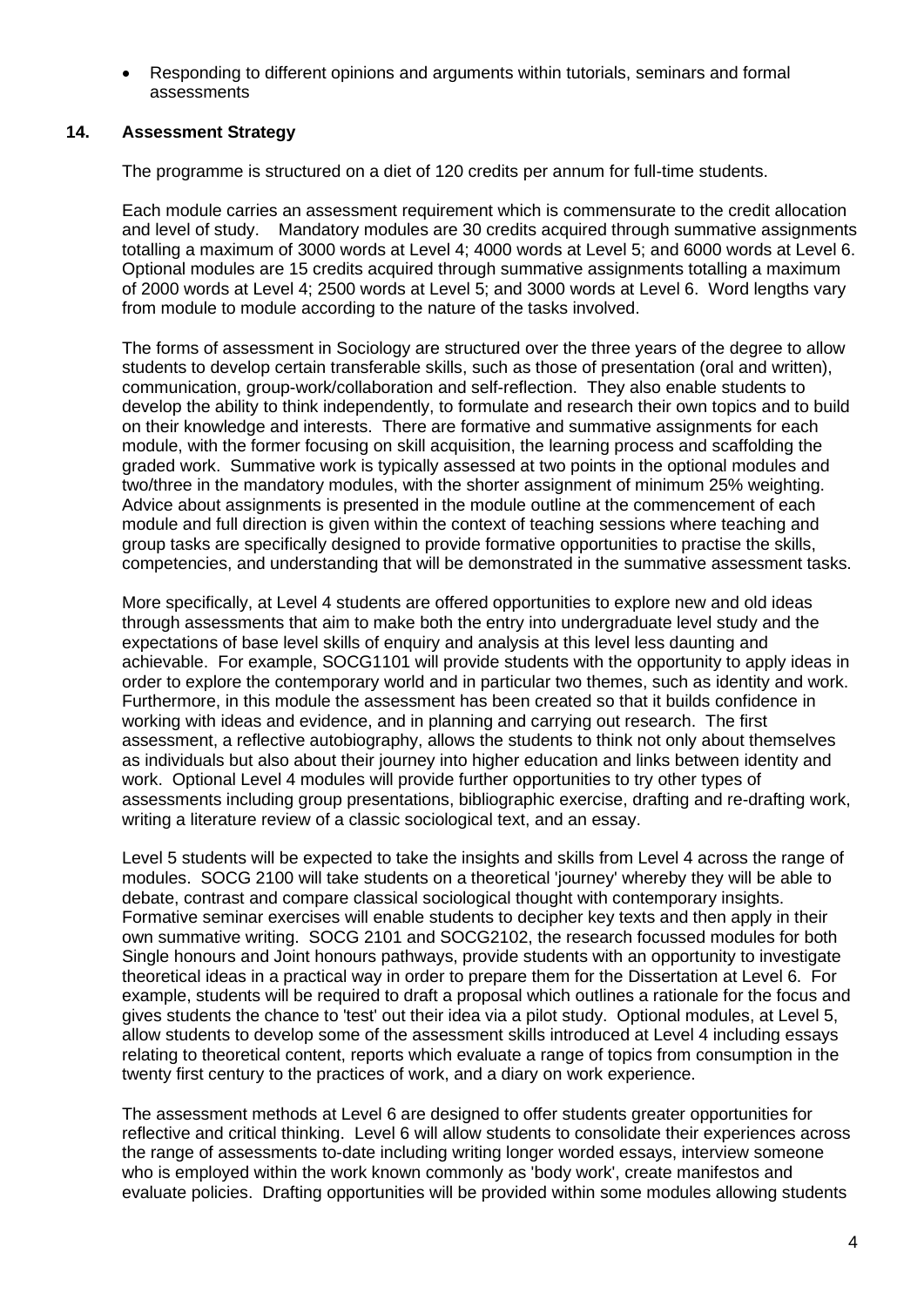- Responding to different opinions and arguments within tutorials, seminars and formal assessments

## 14. Assessment Strategy

The programme is structured on a diet of 120 credits per annum for full-time students.

Each module carries an assessment requirement which is commensurate to the credit allocation and level of study. Mandatory modules are 30 credits acquired through summative assignments totalling a maximum of 3000 words at Level 4; 4000 words at Level 5; and 6000 words at Level 6. Optional modules are 15 credits acquired through summative assignments totalling a maximum of 2000 words at Level 4; 2500 words at Level 5; and 3000 words at Level 6. Word lengths vary from module to module according to the nature of the tasks involved.

The forms of assessment in Sociology are structured over the three years of the degree to allow students to develop certain transferable skills, such as those of presentation (oral and written), communication, group-work/collaboration and self-reflection. They also enable students to develop the ability to think independently, to formulate and research their own topics and to build on their knowledge and interests. There are formative and summative assignments for each module, with the former focusing on skill acquisition, the learning process and scaffolding the graded work. Summative work is typically assessed at two points in the optional modules and two/three in the mandatory modules, with the shorter assignment of minimum 25% weighting. Advice about assignments is presented in the module outline at the commencement of each module and full direction is given within the context of teaching sessions where teaching and group tasks are specifically designed to provide formative opportunities to practise the skills, competencies, and understanding that will be demonstrated in the summative assessment tasks.

More specifically, at Level 4 students are offered opportunities to explore new and old ideas through assessments that aim to make both the entry into undergraduate level study and the expectations of base level skills of enquiry and analysis at this level less daunting and achievable. For example, SOCG1101 will provide students with the opportunity to apply ideas in order to explore the contemporary world and in particular two themes, such as identity and work. Furthermore, in this module the assessment has been created so that it builds confidence in working with ideas and evidence, and in planning and carrying out research. The first assessment, a reflective autobiography, allows the students to think not only about themselves as individuals but also about their journey into higher education and links between identity and work. Optional Level 4 modules will provide further opportunities to try other types of assessments including group presentations, bibliographic exercise, drafting and re-drafting work, writing a literature review of a classic sociological text, and an essay.

Level 5 students will be expected to take the insights and skills from Level 4 across the range of modules. SOCG 2100 will take students on a theoretical 'journey' whereby they will be able to debate, contrast and compare classical sociological thought with contemporary insights. Formative seminar exercises will enable students to decipher key texts and then apply in their own summative writing. SOCG 2101 and SOCG2102, the research focussed modules for both Single honours and Joint honours pathways, provide students with an opportunity to investigate theoretical ideas in a practical way in order to prepare them for the Dissertation at Level 6. For example, students will be required to draft a proposal which outlines a rationale for the focus and gives students the chance to 'test' out their idea via a pilot study. Optional modules, at Level 5, allow students to develop some of the assessment skills introduced at Level 4 including essays relating to theoretical content, reports which evaluate a range of topics from consumption in the twenty first century to the practices of work, and a diary on work experience.

The assessment methods at Level 6 are designed to offer students greater opportunities for reflective and critical thinking. Level 6 will allow students to consolidate their experiences across the range of assessments to-date including writing longer worded essays, interview someone who is employed within the work known commonly as 'body work', create manifestos and evaluate policies. Drafting opportunities will be provided within some modules allowing students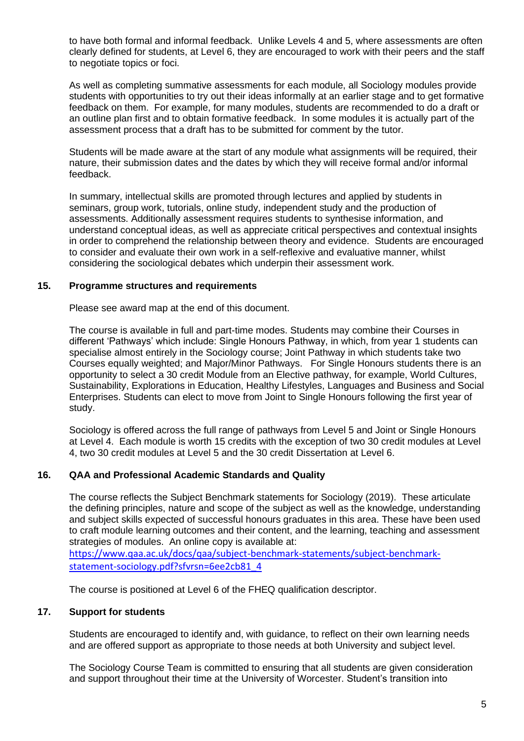to have both formal and informal feedback. Unlike Levels 4 and 5, where assessments are often clearly defined for students, at Level 6, they are encouraged to work with their peers and the staff to negotiate topics or foci.

As well as completing summative assessments for each module, all Sociology modules provide students with opportunities to try out their ideas informally at an earlier stage and to get formative feedback on them. For example, for many modules, students are recommended to do a draft or an outline plan first and to obtain formative feedback. In some modules it is actually part of the assessment process that a draft has to be submitted for comment by the tutor.

Students will be made aware at the start of any module what assignments will be required, their nature, their submission dates and the dates by which they will receive formal and/or informal feedback.

In summary, intellectual skills are promoted through lectures and applied by students in seminars, group work, tutorials, online study, independent study and the production of assessments. Additionally assessment requires students to synthesise information, and understand conceptual ideas, as well as appreciate critical perspectives and contextual insights in order to comprehend the relationship between theory and evidence. Students are encouraged to consider and evaluate their own work in a self-reflexive and evaluative manner, whilst considering the sociological debates which underpin their assessment work.

## 15. Programme structures and requirements

Please see award map at the end of this document.

The course is available in full and part-time modes. Students may combine their Courses in different 'Pathways' which include: Single Honours Pathway, in which, from year 1 students can specialise almost entirely in the Sociology course; Joint Pathway in which students take two Courses equally weighted; and Major/Minor Pathways. For Single Honours students there is an opportunity to select a 30 credit Module from an Elective pathway, for example, World Cultures, Sustainability, Explorations in Education, Healthy Lifestyles, Languages and Business and Social Enterprises. Students can elect to move from Joint to Single Honours following the first year of study.

Sociology is offered across the full range of pathways from Level 5 and Joint or Single Honours at Level 4. Each module is worth 15 credits with the exception of two 30 credit modules at Level 4, two 30 credit modules at Level 5 and the 30 credit Dissertation at Level 6.

## 16. QAA and Professional Academic Standards and Quality

The course reflects the Subject Benchmark statements for Sociology (2019). These articulate the defining principles, nature and scope of the subject as well as the knowledge, understanding and subject skills expected of successful honours graduates in this area. These have been used to craft module learning outcomes and their content, and the learning, teaching and assessment strategies of modules. An online copy is available at:
https://www.qaa.ac.uk/docs/qaa/subject-benchmark-statements/subject-benchmark-statement-sociology.pdf?sfvrsn=6ee2cb81_4

The course is positioned at Level 6 of the FHEQ qualification descriptor.

## 17. Support for students

Students are encouraged to identify and, with guidance, to reflect on their own learning needs and are offered support as appropriate to those needs at both University and subject level.

The Sociology Course Team is committed to ensuring that all students are given consideration and support throughout their time at the University of Worcester. Student's transition into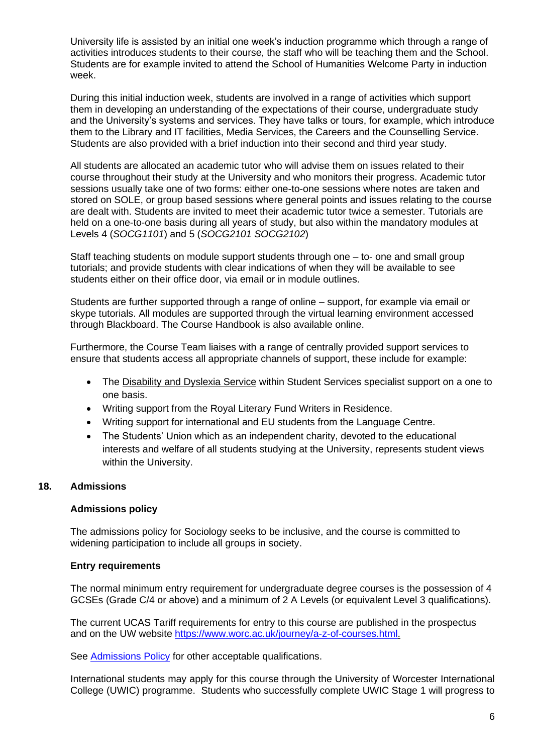University life is assisted by an initial one week's induction programme which through a range of activities introduces students to their course, the staff who will be teaching them and the School. Students are for example invited to attend the School of Humanities Welcome Party in induction week.

During this initial induction week, students are involved in a range of activities which support them in developing an understanding of the expectations of their course, undergraduate study and the University's systems and services. They have talks or tours, for example, which introduce them to the Library and IT facilities, Media Services, the Careers and the Counselling Service. Students are also provided with a brief induction into their second and third year study.

All students are allocated an academic tutor who will advise them on issues related to their course throughout their study at the University and who monitors their progress. Academic tutor sessions usually take one of two forms: either one-to-one sessions where notes are taken and stored on SOLE, or group based sessions where general points and issues relating to the course are dealt with. Students are invited to meet their academic tutor twice a semester. Tutorials are held on a one-to-one basis during all years of study, but also within the mandatory modules at Levels 4 (*SOCG1101*) and 5 (*SOCG2101 SOCG2102*)

Staff teaching students on module support students through one – to- one and small group tutorials; and provide students with clear indications of when they will be available to see students either on their office door, via email or in module outlines.

Students are further supported through a range of online – support, for example via email or skype tutorials. All modules are supported through the virtual learning environment accessed through Blackboard. The Course Handbook is also available online.

Furthermore, the Course Team liaises with a range of centrally provided support services to ensure that students access all appropriate channels of support, these include for example:

- The Disability and Dyslexia Service within Student Services specialist support on a one to one basis.
- Writing support from the Royal Literary Fund Writers in Residence.
- Writing support for international and EU students from the Language Centre.
- The Students' Union which as an independent charity, devoted to the educational interests and welfare of all students studying at the University, represents student views within the University.

## 18. Admissions

### Admissions policy

The admissions policy for Sociology seeks to be inclusive, and the course is committed to widening participation to include all groups in society.

### Entry requirements

The normal minimum entry requirement for undergraduate degree courses is the possession of 4 GCSEs (Grade C/4 or above) and a minimum of 2 A Levels (or equivalent Level 3 qualifications).

The current UCAS Tariff requirements for entry to this course are published in the prospectus and on the UW website https://www.worc.ac.uk/journey/a-z-of-courses.html.

See Admissions Policy for other acceptable qualifications.

International students may apply for this course through the University of Worcester International College (UWIC) programme. Students who successfully complete UWIC Stage 1 will progress to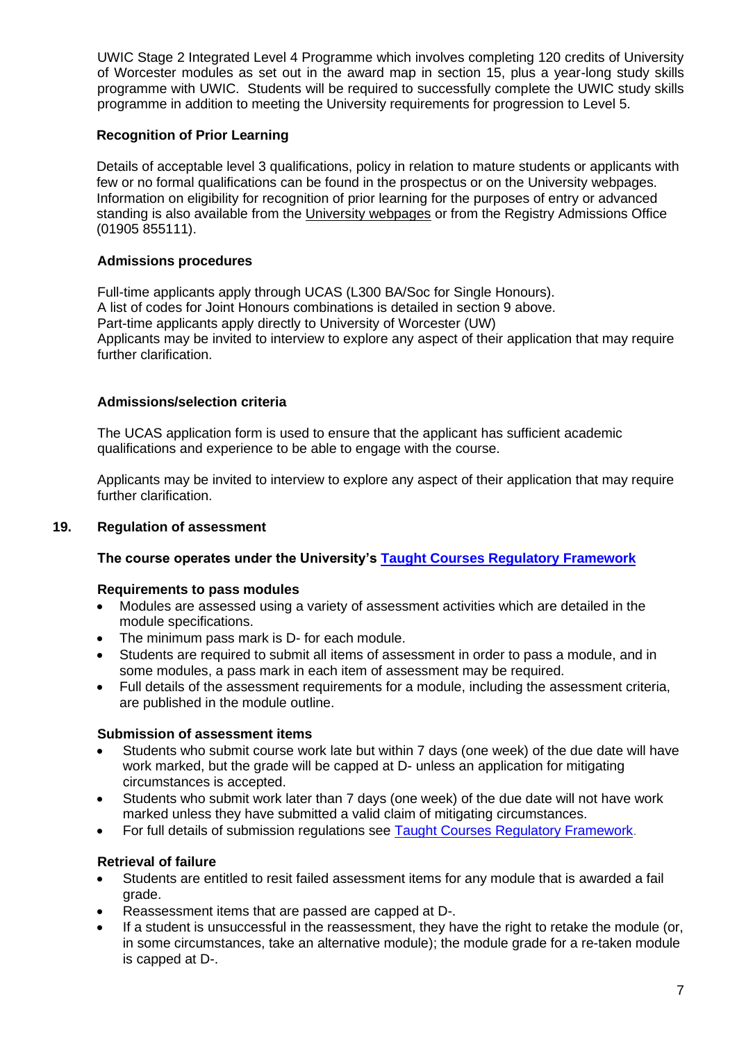UWIC Stage 2 Integrated Level 4 Programme which involves completing 120 credits of University of Worcester modules as set out in the award map in section 15, plus a year-long study skills programme with UWIC. Students will be required to successfully complete the UWIC study skills programme in addition to meeting the University requirements for progression to Level 5.

**Recognition of Prior Learning**

Details of acceptable level 3 qualifications, policy in relation to mature students or applicants with few or no formal qualifications can be found in the prospectus or on the University webpages. Information on eligibility for recognition of prior learning for the purposes of entry or advanced standing is also available from the University webpages or from the Registry Admissions Office (01905 855111).

**Admissions procedures**

Full-time applicants apply through UCAS (L300 BA/Soc for Single Honours).
A list of codes for Joint Honours combinations is detailed in section 9 above.
Part-time applicants apply directly to University of Worcester (UW)
Applicants may be invited to interview to explore any aspect of their application that may require further clarification.

**Admissions/selection criteria**

The UCAS application form is used to ensure that the applicant has sufficient academic qualifications and experience to be able to engage with the course.

Applicants may be invited to interview to explore any aspect of their application that may require further clarification.

## 19. Regulation of assessment

**The course operates under the University's Taught Courses Regulatory Framework**

**Requirements to pass modules**

- Modules are assessed using a variety of assessment activities which are detailed in the module specifications.
- The minimum pass mark is D- for each module.
- Students are required to submit all items of assessment in order to pass a module, and in some modules, a pass mark in each item of assessment may be required.
- Full details of the assessment requirements for a module, including the assessment criteria, are published in the module outline.

**Submission of assessment items**

- Students who submit course work late but within 7 days (one week) of the due date will have work marked, but the grade will be capped at D- unless an application for mitigating circumstances is accepted.
- Students who submit work later than 7 days (one week) of the due date will not have work marked unless they have submitted a valid claim of mitigating circumstances.
- For full details of submission regulations see Taught Courses Regulatory Framework.

**Retrieval of failure**

- Students are entitled to resit failed assessment items for any module that is awarded a fail grade.
- Reassessment items that are passed are capped at D-.
- If a student is unsuccessful in the reassessment, they have the right to retake the module (or, in some circumstances, take an alternative module); the module grade for a re-taken module is capped at D-.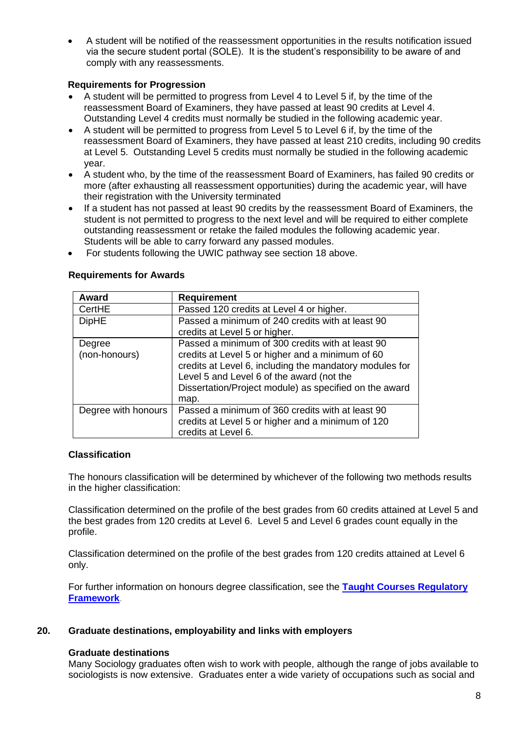- A student will be notified of the reassessment opportunities in the results notification issued via the secure student portal (SOLE). It is the student's responsibility to be aware of and comply with any reassessments.

**Requirements for Progression**

- A student will be permitted to progress from Level 4 to Level 5 if, by the time of the reassessment Board of Examiners, they have passed at least 90 credits at Level 4. Outstanding Level 4 credits must normally be studied in the following academic year.
- A student will be permitted to progress from Level 5 to Level 6 if, by the time of the reassessment Board of Examiners, they have passed at least 210 credits, including 90 credits at Level 5. Outstanding Level 5 credits must normally be studied in the following academic year.
- A student who, by the time of the reassessment Board of Examiners, has failed 90 credits or more (after exhausting all reassessment opportunities) during the academic year, will have their registration with the University terminated
- If a student has not passed at least 90 credits by the reassessment Board of Examiners, the student is not permitted to progress to the next level and will be required to either complete outstanding reassessment or retake the failed modules the following academic year. Students will be able to carry forward any passed modules.
- For students following the UWIC pathway see section 18 above.

**Requirements for Awards**

| Award | Requirement |
|---|---|
| CertHE | Passed 120 credits at Level 4 or higher. |
| DipHE | Passed a minimum of 240 credits with at least 90 credits at Level 5 or higher. |
| Degree (non-honours) | Passed a minimum of 300 credits with at least 90 credits at Level 5 or higher and a minimum of 60 credits at Level 6, including the mandatory modules for Level 5 and Level 6 of the award (not the Dissertation/Project module) as specified on the award map. |
| Degree with honours | Passed a minimum of 360 credits with at least 90 credits at Level 5 or higher and a minimum of 120 credits at Level 6. |

**Classification**

The honours classification will be determined by whichever of the following two methods results in the higher classification:

Classification determined on the profile of the best grades from 60 credits attained at Level 5 and the best grades from 120 credits at Level 6. Level 5 and Level 6 grades count equally in the profile.

Classification determined on the profile of the best grades from 120 credits attained at Level 6 only.

For further information on honours degree classification, see the **Taught Courses Regulatory Framework**.

## 20. Graduate destinations, employability and links with employers

**Graduate destinations**

Many Sociology graduates often wish to work with people, although the range of jobs available to sociologists is now extensive. Graduates enter a wide variety of occupations such as social and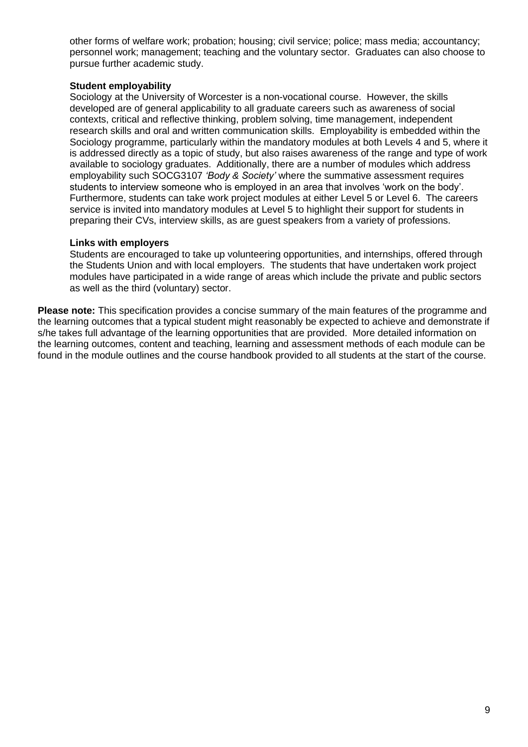other forms of welfare work; probation; housing; civil service; police; mass media; accountancy; personnel work; management; teaching and the voluntary sector. Graduates can also choose to pursue further academic study.

**Student employability**

Sociology at the University of Worcester is a non-vocational course. However, the skills developed are of general applicability to all graduate careers such as awareness of social contexts, critical and reflective thinking, problem solving, time management, independent research skills and oral and written communication skills. Employability is embedded within the Sociology programme, particularly within the mandatory modules at both Levels 4 and 5, where it is addressed directly as a topic of study, but also raises awareness of the range and type of work available to sociology graduates. Additionally, there are a number of modules which address employability such SOCG3107 *'Body & Society'* where the summative assessment requires students to interview someone who is employed in an area that involves 'work on the body'. Furthermore, students can take work project modules at either Level 5 or Level 6. The careers service is invited into mandatory modules at Level 5 to highlight their support for students in preparing their CVs, interview skills, as are guest speakers from a variety of professions.

**Links with employers**

Students are encouraged to take up volunteering opportunities, and internships, offered through the Students Union and with local employers. The students that have undertaken work project modules have participated in a wide range of areas which include the private and public sectors as well as the third (voluntary) sector.

**Please note:** This specification provides a concise summary of the main features of the programme and the learning outcomes that a typical student might reasonably be expected to achieve and demonstrate if s/he takes full advantage of the learning opportunities that are provided. More detailed information on the learning outcomes, content and teaching, learning and assessment methods of each module can be found in the module outlines and the course handbook provided to all students at the start of the course.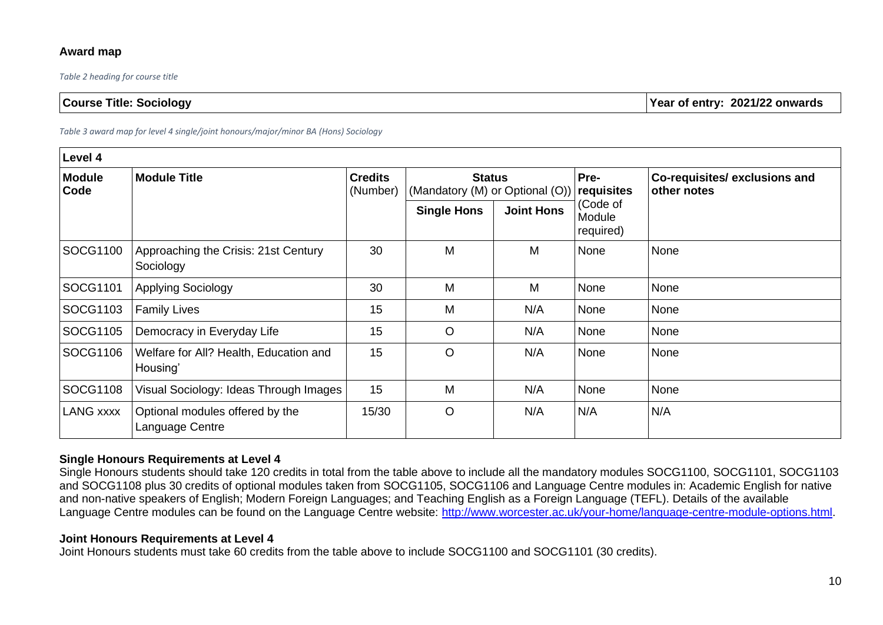**Award map**

*Table 2 heading for course title*

| Course Title: Sociology | Year of entry: 2021/22 onwards |
|---|---|

*Table 3 award map for level 4 single/joint honours/major/minor BA (Hons) Sociology*

| Level 4 | | | | | | |
|---|---|---|---|---|---|---|
| **Module Code** | **Module Title** | **Credits** (Number) | **Status** (Mandatory (M) or Optional (O)) | | **Pre-requisites** (Code of Module required) | **Co-requisites/ exclusions and other notes** |
| | | | **Single Hons** | **Joint Hons** | | |
| SOCG1100 | Approaching the Crisis: 21st Century Sociology | 30 | M | M | None | None |
| SOCG1101 | Applying Sociology | 30 | M | M | None | None |
| SOCG1103 | Family Lives | 15 | M | N/A | None | None |
| SOCG1105 | Democracy in Everyday Life | 15 | O | N/A | None | None |
| SOCG1106 | Welfare for All? Health, Education and Housing' | 15 | O | N/A | None | None |
| SOCG1108 | Visual Sociology: Ideas Through Images | 15 | M | N/A | None | None |
| LANG xxxx | Optional modules offered by the Language Centre | 15/30 | O | N/A | N/A | N/A |

**Single Honours Requirements at Level 4**

Single Honours students should take 120 credits in total from the table above to include all the mandatory modules SOCG1100, SOCG1101, SOCG1103 and SOCG1108 plus 30 credits of optional modules taken from SOCG1105, SOCG1106 and Language Centre modules in: Academic English for native and non-native speakers of English; Modern Foreign Languages; and Teaching English as a Foreign Language (TEFL). Details of the available Language Centre modules can be found on the Language Centre website: http://www.worcester.ac.uk/your-home/language-centre-module-options.html.

**Joint Honours Requirements at Level 4**

Joint Honours students must take 60 credits from the table above to include SOCG1100 and SOCG1101 (30 credits).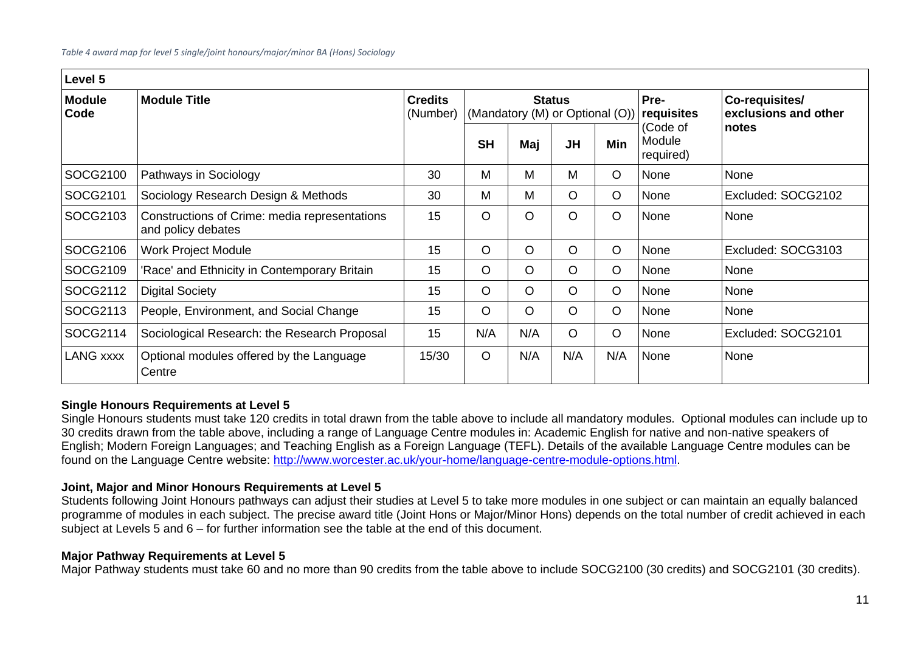*Table 4 award map for level 5 single/joint honours/major/minor BA (Hons) Sociology*

| Level 5 | | | | | | | | |
|---|---|---|---|---|---|---|---|---|
| **Module Code** | **Module Title** | **Credits** (Number) | **Status** (Mandatory (M) or Optional (O)) | | | | **Pre-requisites** (Code of Module required) | **Co-requisites/ exclusions and other notes** |
| | | | **SH** | **Maj** | **JH** | **Min** | | |
| SOCG2100 | Pathways in Sociology | 30 | M | M | M | O | None | None |
| SOCG2101 | Sociology Research Design & Methods | 30 | M | M | O | O | None | Excluded: SOCG2102 |
| SOCG2103 | Constructions of Crime: media representations and policy debates | 15 | O | O | O | O | None | None |
| SOCG2106 | Work Project Module | 15 | O | O | O | O | None | Excluded: SOCG3103 |
| SOCG2109 | 'Race' and Ethnicity in Contemporary Britain | 15 | O | O | O | O | None | None |
| SOCG2112 | Digital Society | 15 | O | O | O | O | None | None |
| SOCG2113 | People, Environment, and Social Change | 15 | O | O | O | O | None | None |
| SOCG2114 | Sociological Research: the Research Proposal | 15 | N/A | N/A | O | O | None | Excluded: SOCG2101 |
| LANG xxxx | Optional modules offered by the Language Centre | 15/30 | O | N/A | N/A | N/A | None | None |

**Single Honours Requirements at Level 5**

Single Honours students must take 120 credits in total drawn from the table above to include all mandatory modules. Optional modules can include up to 30 credits drawn from the table above, including a range of Language Centre modules in: Academic English for native and non-native speakers of English; Modern Foreign Languages; and Teaching English as a Foreign Language (TEFL). Details of the available Language Centre modules can be found on the Language Centre website: [http://www.worcester.ac.uk/your-home/language-centre-module-options.html](http://www.worcester.ac.uk/your-home/language-centre-module-options.html).

**Joint, Major and Minor Honours Requirements at Level 5**

Students following Joint Honours pathways can adjust their studies at Level 5 to take more modules in one subject or can maintain an equally balanced programme of modules in each subject. The precise award title (Joint Hons or Major/Minor Hons) depends on the total number of credit achieved in each subject at Levels 5 and 6 – for further information see the table at the end of this document.

**Major Pathway Requirements at Level 5**

Major Pathway students must take 60 and no more than 90 credits from the table above to include SOCG2100 (30 credits) and SOCG2101 (30 credits).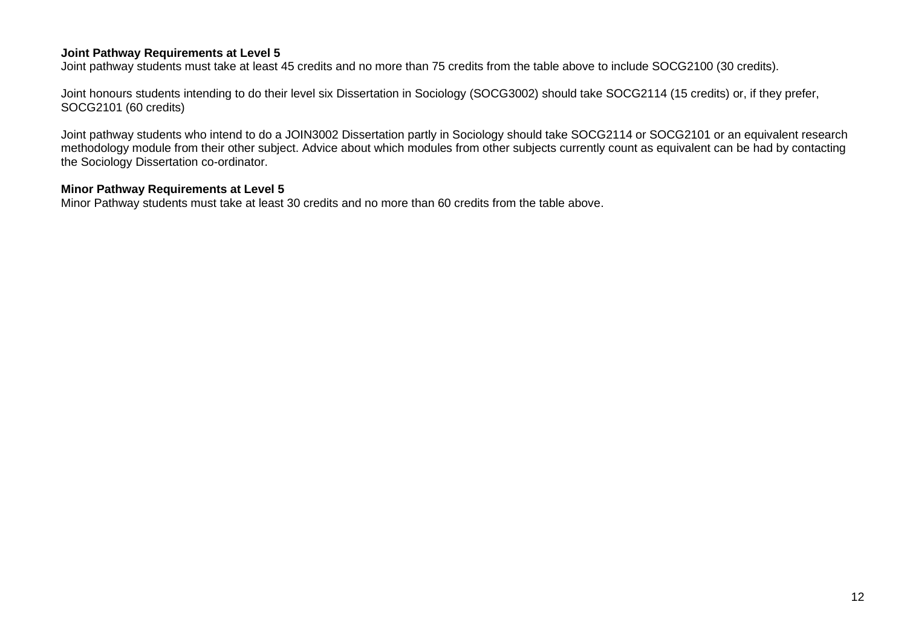**Joint Pathway Requirements at Level 5**

Joint pathway students must take at least 45 credits and no more than 75 credits from the table above to include SOCG2100 (30 credits).

Joint honours students intending to do their level six Dissertation in Sociology (SOCG3002) should take SOCG2114 (15 credits) or, if they prefer, SOCG2101 (60 credits)

Joint pathway students who intend to do a JOIN3002 Dissertation partly in Sociology should take SOCG2114 or SOCG2101 or an equivalent research methodology module from their other subject. Advice about which modules from other subjects currently count as equivalent can be had by contacting the Sociology Dissertation co-ordinator.

**Minor Pathway Requirements at Level 5**

Minor Pathway students must take at least 30 credits and no more than 60 credits from the table above.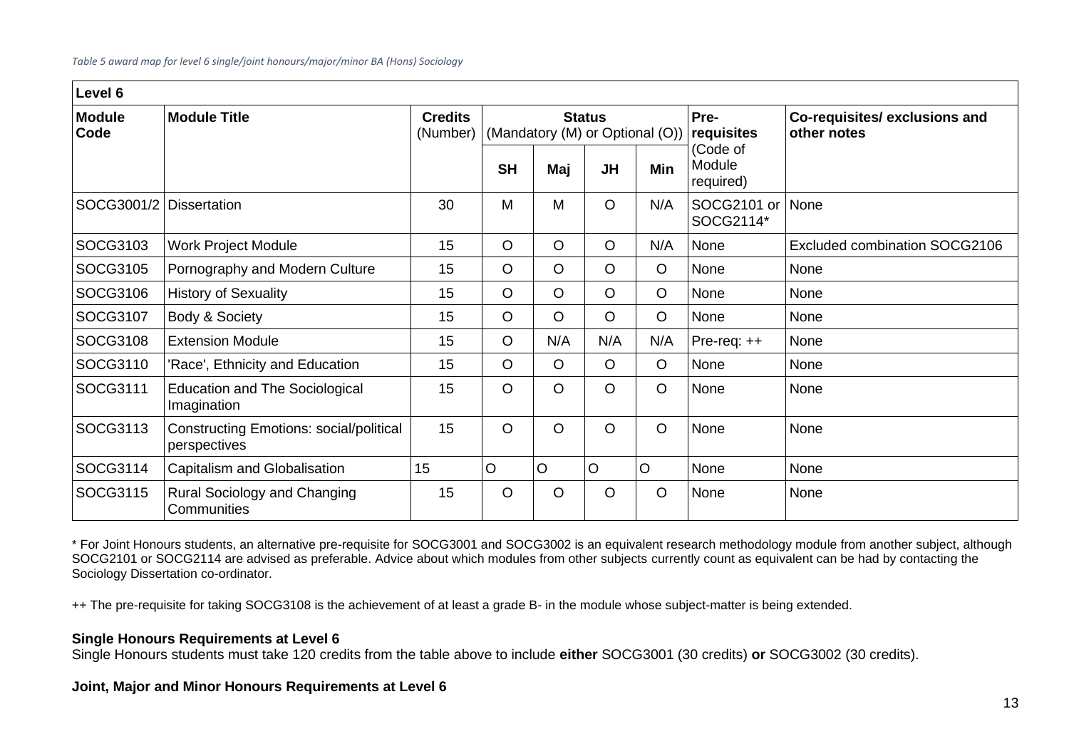*Table 5 award map for level 6 single/joint honours/major/minor BA (Hons) Sociology*

| Level 6 | | | | | | | | |
|---|---|---|---|---|---|---|---|---|
| **Module Code** | **Module Title** | **Credits** (Number) | **Status** (Mandatory (M) or Optional (O)) | | | | **Pre-requisites** (Code of Module required) | **Co-requisites/ exclusions and other notes** |
| | | | **SH** | **Maj** | **JH** | **Min** | | |
| SOCG3001/2 | Dissertation | 30 | M | M | O | N/A | SOCG2101 or SOCG2114* | None |
| SOCG3103 | Work Project Module | 15 | O | O | O | N/A | None | Excluded combination SOCG2106 |
| SOCG3105 | Pornography and Modern Culture | 15 | O | O | O | O | None | None |
| SOCG3106 | History of Sexuality | 15 | O | O | O | O | None | None |
| SOCG3107 | Body & Society | 15 | O | O | O | O | None | None |
| SOCG3108 | Extension Module | 15 | O | N/A | N/A | N/A | Pre-req: ++ | None |
| SOCG3110 | 'Race', Ethnicity and Education | 15 | O | O | O | O | None | None |
| SOCG3111 | Education and The Sociological Imagination | 15 | O | O | O | O | None | None |
| SOCG3113 | Constructing Emotions: social/political perspectives | 15 | O | O | O | O | None | None |
| SOCG3114 | Capitalism and Globalisation | 15 | O | O | O | O | None | None |
| SOCG3115 | Rural Sociology and Changing Communities | 15 | O | O | O | O | None | None |

* For Joint Honours students, an alternative pre-requisite for SOCG3001 and SOCG3002 is an equivalent research methodology module from another subject, although SOCG2101 or SOCG2114 are advised as preferable. Advice about which modules from other subjects currently count as equivalent can be had by contacting the Sociology Dissertation co-ordinator.

++ The pre-requisite for taking SOCG3108 is the achievement of at least a grade B- in the module whose subject-matter is being extended.

**Single Honours Requirements at Level 6**

Single Honours students must take 120 credits from the table above to include **either** SOCG3001 (30 credits) **or** SOCG3002 (30 credits).

**Joint, Major and Minor Honours Requirements at Level 6**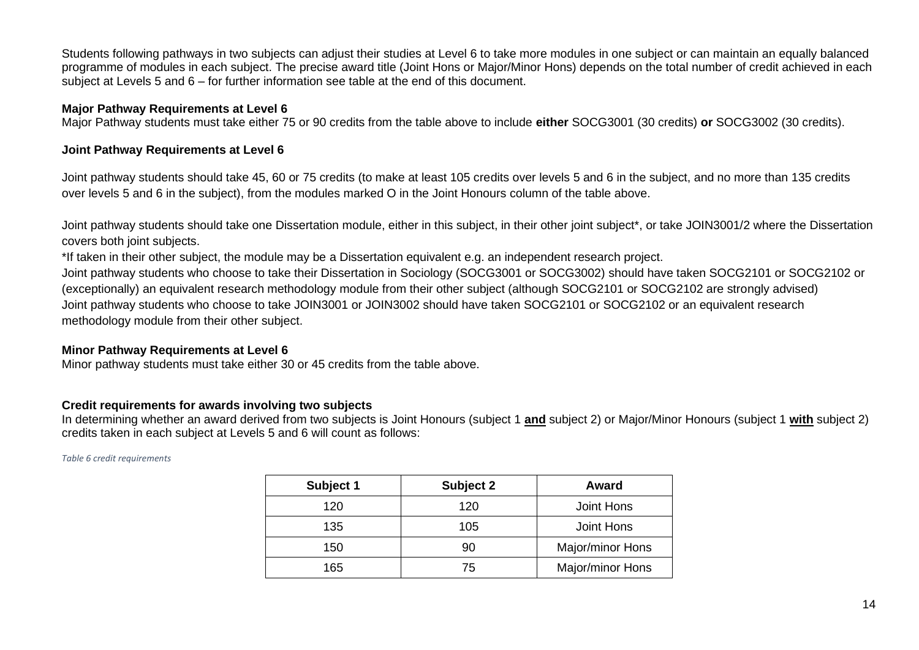Students following pathways in two subjects can adjust their studies at Level 6 to take more modules in one subject or can maintain an equally balanced programme of modules in each subject. The precise award title (Joint Hons or Major/Minor Hons) depends on the total number of credit achieved in each subject at Levels 5 and 6 – for further information see table at the end of this document.

**Major Pathway Requirements at Level 6**

Major Pathway students must take either 75 or 90 credits from the table above to include **either** SOCG3001 (30 credits) **or** SOCG3002 (30 credits).

**Joint Pathway Requirements at Level 6**

Joint pathway students should take 45, 60 or 75 credits (to make at least 105 credits over levels 5 and 6 in the subject, and no more than 135 credits over levels 5 and 6 in the subject), from the modules marked O in the Joint Honours column of the table above.

Joint pathway students should take one Dissertation module, either in this subject, in their other joint subject*, or take JOIN3001/2 where the Dissertation covers both joint subjects.

*If taken in their other subject, the module may be a Dissertation equivalent e.g. an independent research project.

Joint pathway students who choose to take their Dissertation in Sociology (SOCG3001 or SOCG3002) should have taken SOCG2101 or SOCG2102 or (exceptionally) an equivalent research methodology module from their other subject (although SOCG2101 or SOCG2102 are strongly advised)

Joint pathway students who choose to take JOIN3001 or JOIN3002 should have taken SOCG2101 or SOCG2102 or an equivalent research methodology module from their other subject.

**Minor Pathway Requirements at Level 6**

Minor pathway students must take either 30 or 45 credits from the table above.

**Credit requirements for awards involving two subjects**

In determining whether an award derived from two subjects is Joint Honours (subject 1 **and** subject 2) or Major/Minor Honours (subject 1 **with** subject 2) credits taken in each subject at Levels 5 and 6 will count as follows:

*Table 6 credit requirements*

| Subject 1 | Subject 2 | Award |
|---|---|---|
| 120 | 120 | Joint Hons |
| 135 | 105 | Joint Hons |
| 150 | 90 | Major/minor Hons |
| 165 | 75 | Major/minor Hons |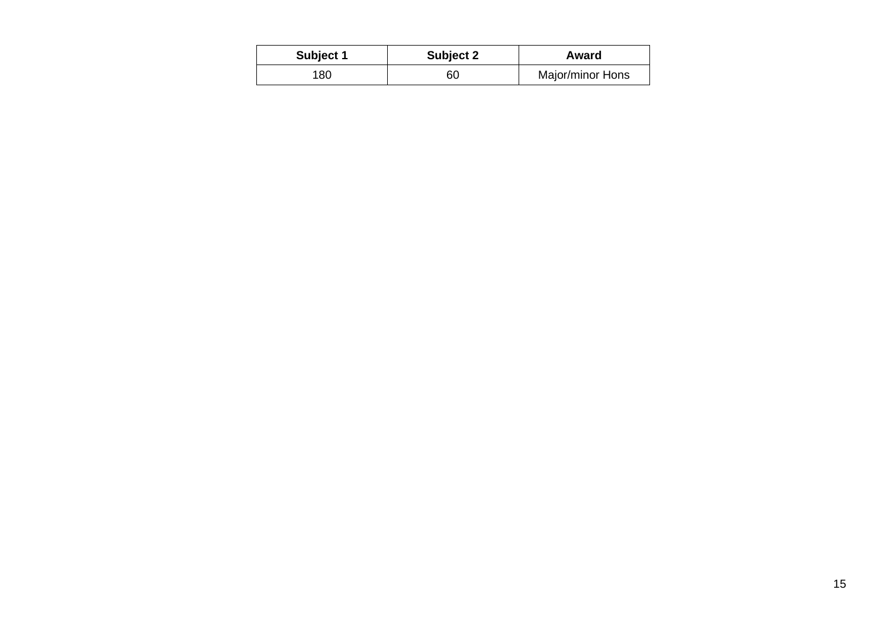| Subject 1 | Subject 2 | Award |
|---|---|---|
| 180 | 60 | Major/minor Hons |